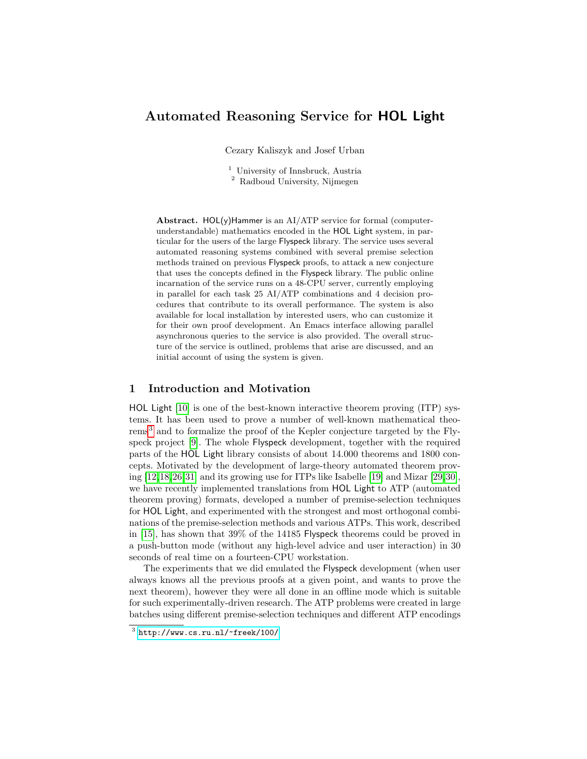# Automated Reasoning Service for HOL Light

Cezary Kaliszyk and Josef Urban

[1] University of Innsbruck, Austria
[2] Radboud University, Nijmegen

**Abstract.** HOL(y)Hammer is an AI/ATP service for formal (computer-understandable) mathematics encoded in the HOL Light system, in particular for the users of the large Flyspeck library. The service uses several automated reasoning systems combined with several premise selection methods trained on previous Flyspeck proofs, to attack a new conjecture that uses the concepts defined in the Flyspeck library. The public online incarnation of the service runs on a 48-CPU server, currently employing in parallel for each task 25 AI/ATP combinations and 4 decision procedures that contribute to its overall performance. The system is also available for local installation by interested users, who can customize it for their own proof development. An Emacs interface allowing parallel asynchronous queries to the service is also provided. The overall structure of the service is outlined, problems that arise are discussed, and an initial account of using the system is given.

## 1 Introduction and Motivation

HOL Light [10] is one of the best-known interactive theorem proving (ITP) systems. It has been used to prove a number of well-known mathematical theorems[3] and to formalize the proof of the Kepler conjecture targeted by the Flyspeck project [9]. The whole Flyspeck development, together with the required parts of the HOL Light library consists of about 14.000 theorems and 1800 concepts. Motivated by the development of large-theory automated theorem proving [12,18,26,31] and its growing use for ITPs like Isabelle [19] and Mizar [29,30], we have recently implemented translations from HOL Light to ATP (automated theorem proving) formats, developed a number of premise-selection techniques for HOL Light, and experimented with the strongest and most orthogonal combinations of the premise-selection methods and various ATPs. This work, described in [15], has shown that 39% of the 14185 Flyspeck theorems could be proved in a push-button mode (without any high-level advice and user interaction) in 30 seconds of real time on a fourteen-CPU workstation.

The experiments that we did emulated the Flyspeck development (when user always knows all the previous proofs at a given point, and wants to prove the next theorem), however they were all done in an offline mode which is suitable for such experimentally-driven research. The ATP problems were created in large batches using different premise-selection techniques and different ATP encodings

[3] http://www.cs.ru.nl/~freek/100/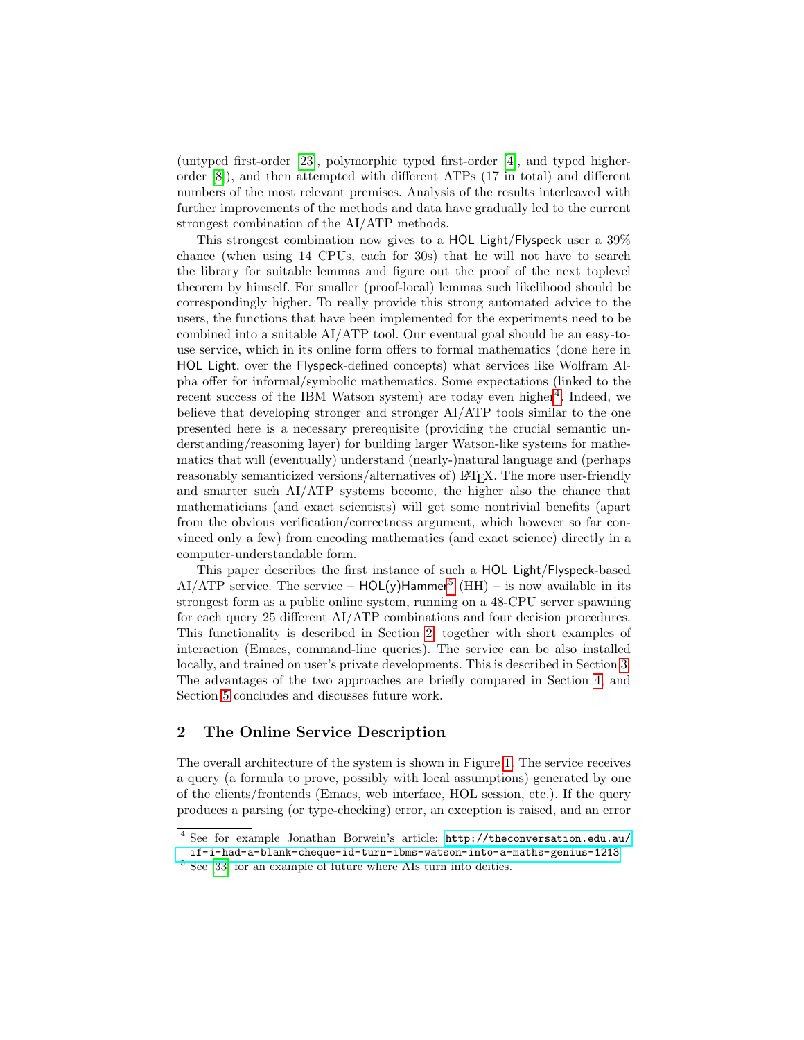(untyped first-order [23], polymorphic typed first-order [4], and typed higher-order [8]), and then attempted with different ATPs (17 in total) and different numbers of the most relevant premises. Analysis of the results interleaved with further improvements of the methods and data have gradually led to the current strongest combination of the AI/ATP methods.

This strongest combination now gives to a HOL Light/Flyspeck user a 39% chance (when using 14 CPUs, each for 30s) that he will not have to search the library for suitable lemmas and figure out the proof of the next toplevel theorem by himself. For smaller (proof-local) lemmas such likelihood should be correspondingly higher. To really provide this strong automated advice to the users, the functions that have been implemented for the experiments need to be combined into a suitable AI/ATP tool. Our eventual goal should be an easy-to-use service, which in its online form offers to formal mathematics (done here in HOL Light, over the Flyspeck-defined concepts) what services like Wolfram Alpha offer for informal/symbolic mathematics. Some expectations (linked to the recent success of the IBM Watson system) are today even higher[4]. Indeed, we believe that developing stronger and stronger AI/ATP tools similar to the one presented here is a necessary prerequisite (providing the crucial semantic understanding/reasoning layer) for building larger Watson-like systems for mathematics that will (eventually) understand (nearly-)natural language and (perhaps reasonably semanticized versions/alternatives of) LaTeX. The more user-friendly and smarter such AI/ATP systems become, the higher also the chance that mathematicians (and exact scientists) will get some nontrivial benefits (apart from the obvious verification/correctness argument, which however so far convinced only a few) from encoding mathematics (and exact science) directly in a computer-understandable form.

This paper describes the first instance of such a HOL Light/Flyspeck-based AI/ATP service. The service – HOL(y)Hammer[5] (HH) – is now available in its strongest form as a public online system, running on a 48-CPU server spawning for each query 25 different AI/ATP combinations and four decision procedures. This functionality is described in Section 2 together with short examples of interaction (Emacs, command-line queries). The service can be also installed locally, and trained on user's private developments. This is described in Section 3. The advantages of the two approaches are briefly compared in Section 4, and Section 5 concludes and discusses future work.

## 2 The Online Service Description

The overall architecture of the system is shown in Figure 1. The service receives a query (a formula to prove, possibly with local assumptions) generated by one of the clients/frontends (Emacs, web interface, HOL session, etc.). If the query produces a parsing (or type-checking) error, an exception is raised, and an error

[4] See for example Jonathan Borwein's article: http://theconversation.edu.au/if-i-had-a-blank-cheque-id-turn-ibms-watson-into-a-maths-genius-1213

[5] See [33] for an example of future where AIs turn into deities.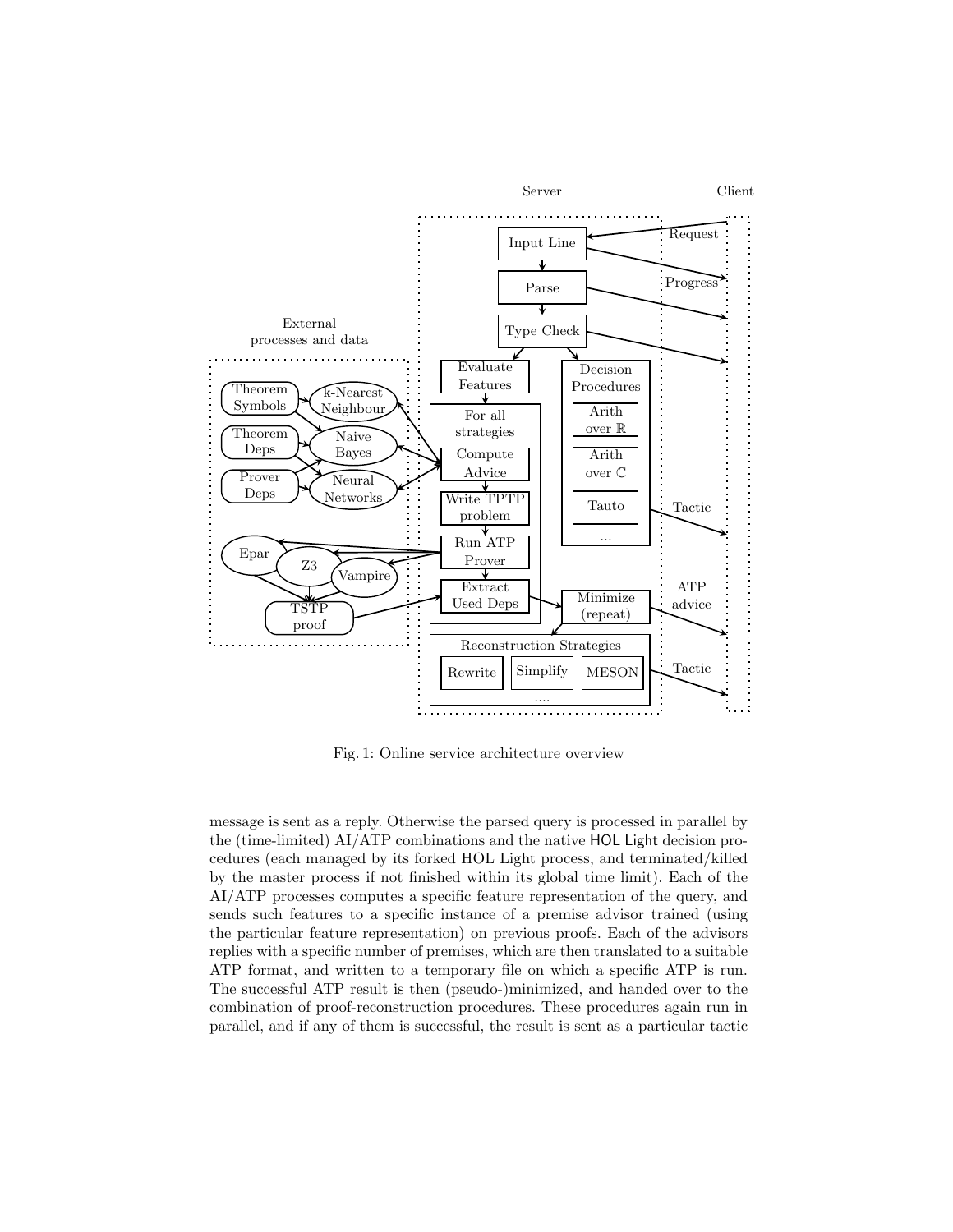Fig. 1: Online service architecture overview

message is sent as a reply. Otherwise the parsed query is processed in parallel by the (time-limited) AI/ATP combinations and the native HOL Light decision procedures (each managed by its forked HOL Light process, and terminated/killed by the master process if not finished within its global time limit). Each of the AI/ATP processes computes a specific feature representation of the query, and sends such features to a specific instance of a premise advisor trained (using the particular feature representation) on previous proofs. Each of the advisors replies with a specific number of premises, which are then translated to a suitable ATP format, and written to a temporary file on which a specific ATP is run. The successful ATP result is then (pseudo-)minimized, and handed over to the combination of proof-reconstruction procedures. These procedures again run in parallel, and if any of them is successful, the result is sent as a particular tactic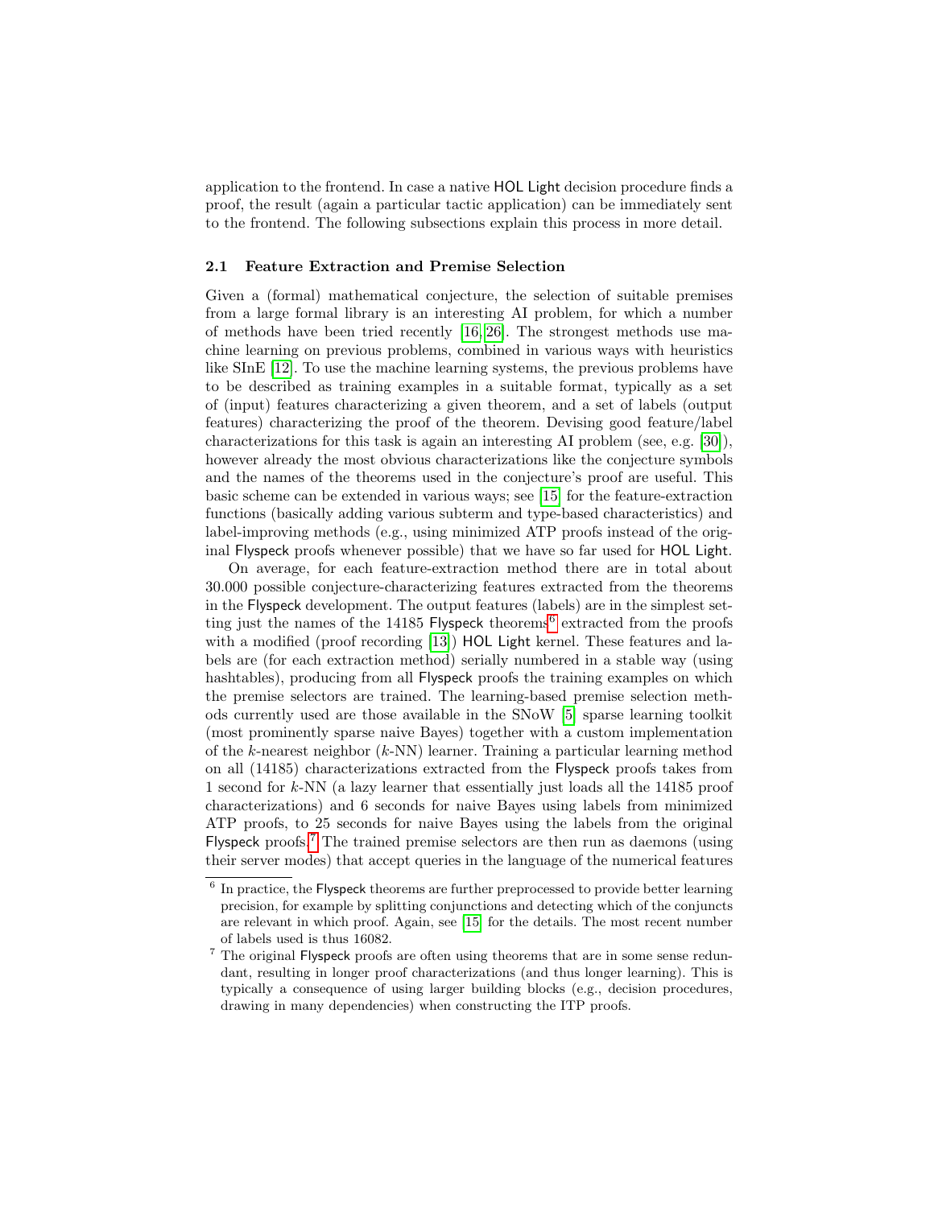application to the frontend. In case a native HOL Light decision procedure finds a proof, the result (again a particular tactic application) can be immediately sent to the frontend. The following subsections explain this process in more detail.

### 2.1 Feature Extraction and Premise Selection

Given a (formal) mathematical conjecture, the selection of suitable premises from a large formal library is an interesting AI problem, for which a number of methods have been tried recently [16,26]. The strongest methods use machine learning on previous problems, combined in various ways with heuristics like SInE [12]. To use the machine learning systems, the previous problems have to be described as training examples in a suitable format, typically as a set of (input) features characterizing a given theorem, and a set of labels (output features) characterizing the proof of the theorem. Devising good feature/label characterizations for this task is again an interesting AI problem (see, e.g. [30]), however already the most obvious characterizations like the conjecture symbols and the names of the theorems used in the conjecture's proof are useful. This basic scheme can be extended in various ways; see [15] for the feature-extraction functions (basically adding various subterm and type-based characteristics) and label-improving methods (e.g., using minimized ATP proofs instead of the original Flyspeck proofs whenever possible) that we have so far used for HOL Light.

On average, for each feature-extraction method there are in total about 30.000 possible conjecture-characterizing features extracted from the theorems in the Flyspeck development. The output features (labels) are in the simplest setting just the names of the 14185 Flyspeck theorems[6] extracted from the proofs with a modified (proof recording [13]) HOL Light kernel. These features and labels are (for each extraction method) serially numbered in a stable way (using hashtables), producing from all Flyspeck proofs the training examples on which the premise selectors are trained. The learning-based premise selection methods currently used are those available in the SNoW [5] sparse learning toolkit (most prominently sparse naive Bayes) together with a custom implementation of the $k$-nearest neighbor ($k$-NN) learner. Training a particular learning method on all (14185) characterizations extracted from the Flyspeck proofs takes from 1 second for $k$-NN (a lazy learner that essentially just loads all the 14185 proof characterizations) and 6 seconds for naive Bayes using labels from minimized ATP proofs, to 25 seconds for naive Bayes using the labels from the original Flyspeck proofs.[7] The trained premise selectors are then run as daemons (using their server modes) that accept queries in the language of the numerical features

[6] In practice, the Flyspeck theorems are further preprocessed to provide better learning precision, for example by splitting conjunctions and detecting which of the conjuncts are relevant in which proof. Again, see [15] for the details. The most recent number of labels used is thus 16082.

[7] The original Flyspeck proofs are often using theorems that are in some sense redundant, resulting in longer proof characterizations (and thus longer learning). This is typically a consequence of using larger building blocks (e.g., decision procedures, drawing in many dependencies) when constructing the ITP proofs.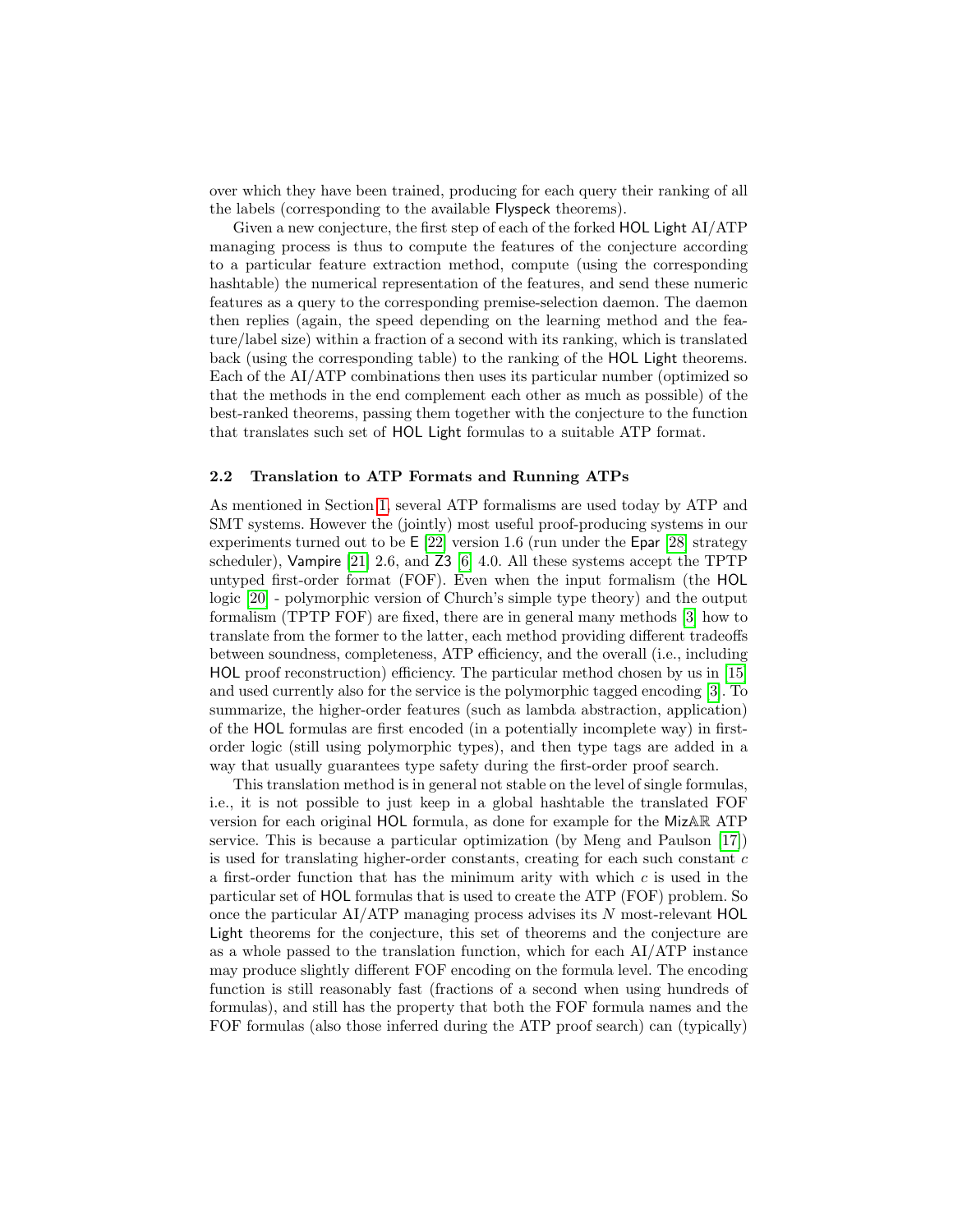over which they have been trained, producing for each query their ranking of all the labels (corresponding to the available Flyspeck theorems).

Given a new conjecture, the first step of each of the forked HOL Light AI/ATP managing process is thus to compute the features of the conjecture according to a particular feature extraction method, compute (using the corresponding hashtable) the numerical representation of the features, and send these numeric features as a query to the corresponding premise-selection daemon. The daemon then replies (again, the speed depending on the learning method and the feature/label size) within a fraction of a second with its ranking, which is translated back (using the corresponding table) to the ranking of the HOL Light theorems. Each of the AI/ATP combinations then uses its particular number (optimized so that the methods in the end complement each other as much as possible) of the best-ranked theorems, passing them together with the conjecture to the function that translates such set of HOL Light formulas to a suitable ATP format.

### 2.2 Translation to ATP Formats and Running ATPs

As mentioned in Section 1, several ATP formalisms are used today by ATP and SMT systems. However the (jointly) most useful proof-producing systems in our experiments turned out to be E [22] version 1.6 (run under the Epar [28] strategy scheduler), Vampire [21] 2.6, and Z3 [6] 4.0. All these systems accept the TPTP untyped first-order format (FOF). Even when the input formalism (the HOL logic [20] - polymorphic version of Church's simple type theory) and the output formalism (TPTP FOF) are fixed, there are in general many methods [3] how to translate from the former to the latter, each method providing different tradeoffs between soundness, completeness, ATP efficiency, and the overall (i.e., including HOL proof reconstruction) efficiency. The particular method chosen by us in [15] and used currently also for the service is the polymorphic tagged encoding [3]. To summarize, the higher-order features (such as lambda abstraction, application) of the HOL formulas are first encoded (in a potentially incomplete way) in first-order logic (still using polymorphic types), and then type tags are added in a way that usually guarantees type safety during the first-order proof search.

This translation method is in general not stable on the level of single formulas, i.e., it is not possible to just keep in a global hashtable the translated FOF version for each original HOL formula, as done for example for the MizAR ATP service. This is because a particular optimization (by Meng and Paulson [17]) is used for translating higher-order constants, creating for each such constant $c$ a first-order function that has the minimum arity with which $c$ is used in the particular set of HOL formulas that is used to create the ATP (FOF) problem. So once the particular AI/ATP managing process advises its $N$ most-relevant HOL Light theorems for the conjecture, this set of theorems and the conjecture are as a whole passed to the translation function, which for each AI/ATP instance may produce slightly different FOF encoding on the formula level. The encoding function is still reasonably fast (fractions of a second when using hundreds of formulas), and still has the property that both the FOF formula names and the FOF formulas (also those inferred during the ATP proof search) can (typically)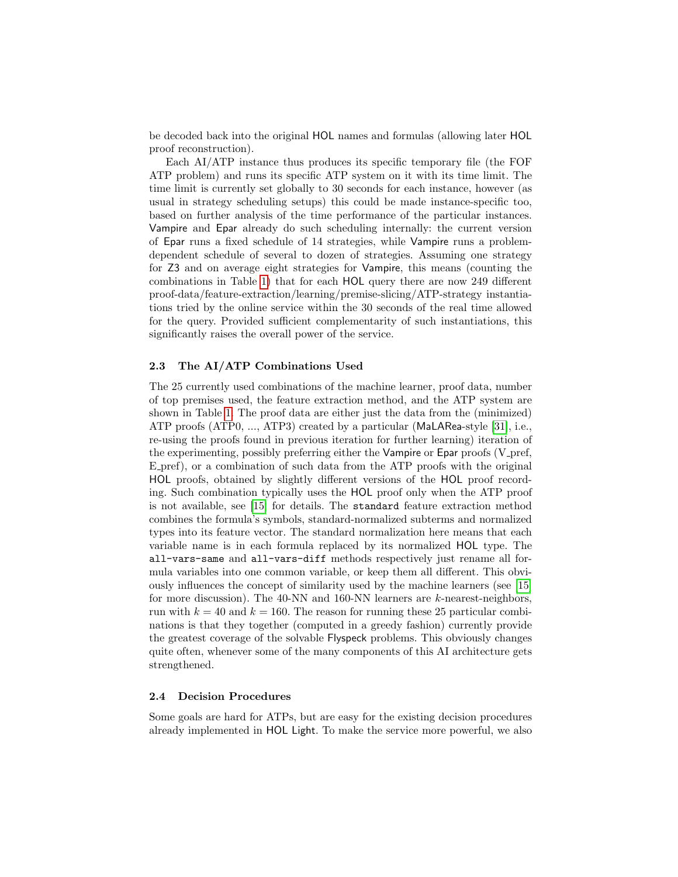be decoded back into the original HOL names and formulas (allowing later HOL proof reconstruction).

Each AI/ATP instance thus produces its specific temporary file (the FOF ATP problem) and runs its specific ATP system on it with its time limit. The time limit is currently set globally to 30 seconds for each instance, however (as usual in strategy scheduling setups) this could be made instance-specific too, based on further analysis of the time performance of the particular instances. Vampire and Epar already do such scheduling internally: the current version of Epar runs a fixed schedule of 14 strategies, while Vampire runs a problem-dependent schedule of several to dozen of strategies. Assuming one strategy for Z3 and on average eight strategies for Vampire, this means (counting the combinations in Table 1) that for each HOL query there are now 249 different proof-data/feature-extraction/learning/premise-slicing/ATP-strategy instantiations tried by the online service within the 30 seconds of the real time allowed for the query. Provided sufficient complementarity of such instantiations, this significantly raises the overall power of the service.

### 2.3 The AI/ATP Combinations Used

The 25 currently used combinations of the machine learner, proof data, number of top premises used, the feature extraction method, and the ATP system are shown in Table 1. The proof data are either just the data from the (minimized) ATP proofs (ATP0, ..., ATP3) created by a particular (MaLARea-style [31], i.e., re-using the proofs found in previous iteration for further learning) iteration of the experimenting, possibly preferring either the Vampire or Epar proofs (V_pref, E_pref), or a combination of such data from the ATP proofs with the original HOL proofs, obtained by slightly different versions of the HOL proof recording. Such combination typically uses the HOL proof only when the ATP proof is not available, see [15] for details. The `standard` feature extraction method combines the formula's symbols, standard-normalized subterms and normalized types into its feature vector. The standard normalization here means that each variable name is in each formula replaced by its normalized HOL type. The `all-vars-same` and `all-vars-diff` methods respectively just rename all formula variables into one common variable, or keep them all different. This obviously influences the concept of similarity used by the machine learners (see [15] for more discussion). The 40-NN and 160-NN learners are $k$-nearest-neighbors, run with $k = 40$ and $k = 160$. The reason for running these 25 particular combinations is that they together (computed in a greedy fashion) currently provide the greatest coverage of the solvable Flyspeck problems. This obviously changes quite often, whenever some of the many components of this AI architecture gets strengthened.

### 2.4 Decision Procedures

Some goals are hard for ATPs, but are easy for the existing decision procedures already implemented in HOL Light. To make the service more powerful, we also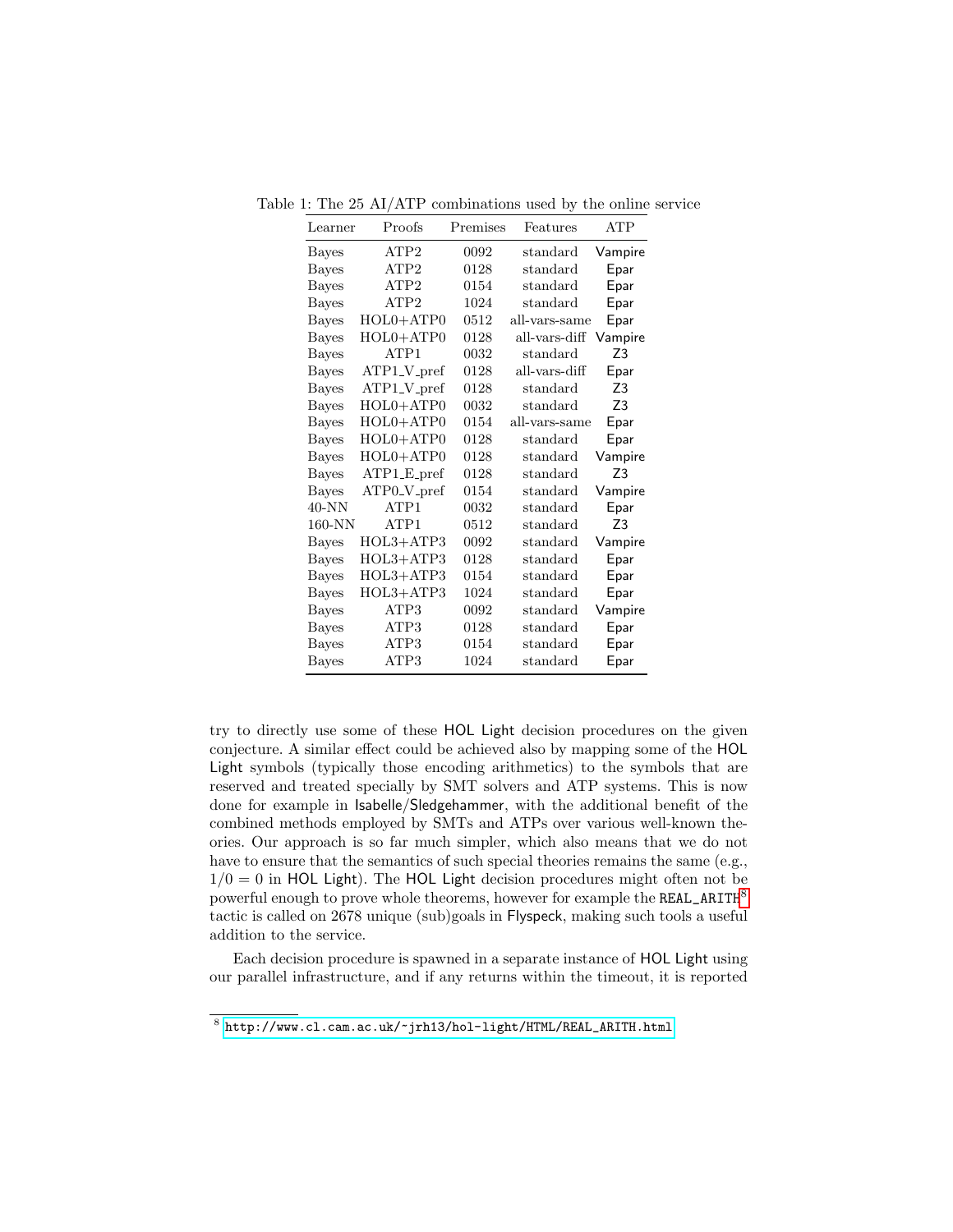Table 1: The 25 AI/ATP combinations used by the online service

| Learner | Proofs | Premises | Features | ATP |
|---|---|---|---|---|
| Bayes | ATP2 | 0092 | standard | Vampire |
| Bayes | ATP2 | 0128 | standard | Epar |
| Bayes | ATP2 | 0154 | standard | Epar |
| Bayes | ATP2 | 1024 | standard | Epar |
| Bayes | HOL0+ATP0 | 0512 | all-vars-same | Epar |
| Bayes | HOL0+ATP0 | 0128 | all-vars-diff | Vampire |
| Bayes | ATP1 | 0032 | standard | Z3 |
| Bayes | ATP1_V_pref | 0128 | all-vars-diff | Epar |
| Bayes | ATP1_V_pref | 0128 | standard | Z3 |
| Bayes | HOL0+ATP0 | 0032 | standard | Z3 |
| Bayes | HOL0+ATP0 | 0154 | all-vars-same | Epar |
| Bayes | HOL0+ATP0 | 0128 | standard | Epar |
| Bayes | HOL0+ATP0 | 0128 | standard | Vampire |
| Bayes | ATP1_E_pref | 0128 | standard | Z3 |
| Bayes | ATP0_V_pref | 0154 | standard | Vampire |
| 40-NN | ATP1 | 0032 | standard | Epar |
| 160-NN | ATP1 | 0512 | standard | Z3 |
| Bayes | HOL3+ATP3 | 0092 | standard | Vampire |
| Bayes | HOL3+ATP3 | 0128 | standard | Epar |
| Bayes | HOL3+ATP3 | 0154 | standard | Epar |
| Bayes | HOL3+ATP3 | 1024 | standard | Epar |
| Bayes | ATP3 | 0092 | standard | Vampire |
| Bayes | ATP3 | 0128 | standard | Epar |
| Bayes | ATP3 | 0154 | standard | Epar |
| Bayes | ATP3 | 1024 | standard | Epar |

try to directly use some of these HOL Light decision procedures on the given conjecture. A similar effect could be achieved also by mapping some of the HOL Light symbols (typically those encoding arithmetics) to the symbols that are reserved and treated specially by SMT solvers and ATP systems. This is now done for example in Isabelle/Sledgehammer, with the additional benefit of the combined methods employed by SMTs and ATPs over various well-known theories. Our approach is so far much simpler, which also means that we do not have to ensure that the semantics of such special theories remains the same (e.g., $1/0 = 0$ in HOL Light). The HOL Light decision procedures might often not be powerful enough to prove whole theorems, however for example the `REAL_ARITH`[8] tactic is called on 2678 unique (sub)goals in Flyspeck, making such tools a useful addition to the service.

Each decision procedure is spawned in a separate instance of HOL Light using our parallel infrastructure, and if any returns within the timeout, it is reported

[8] http://www.cl.cam.ac.uk/~jrh13/hol-light/HTML/REAL_ARITH.html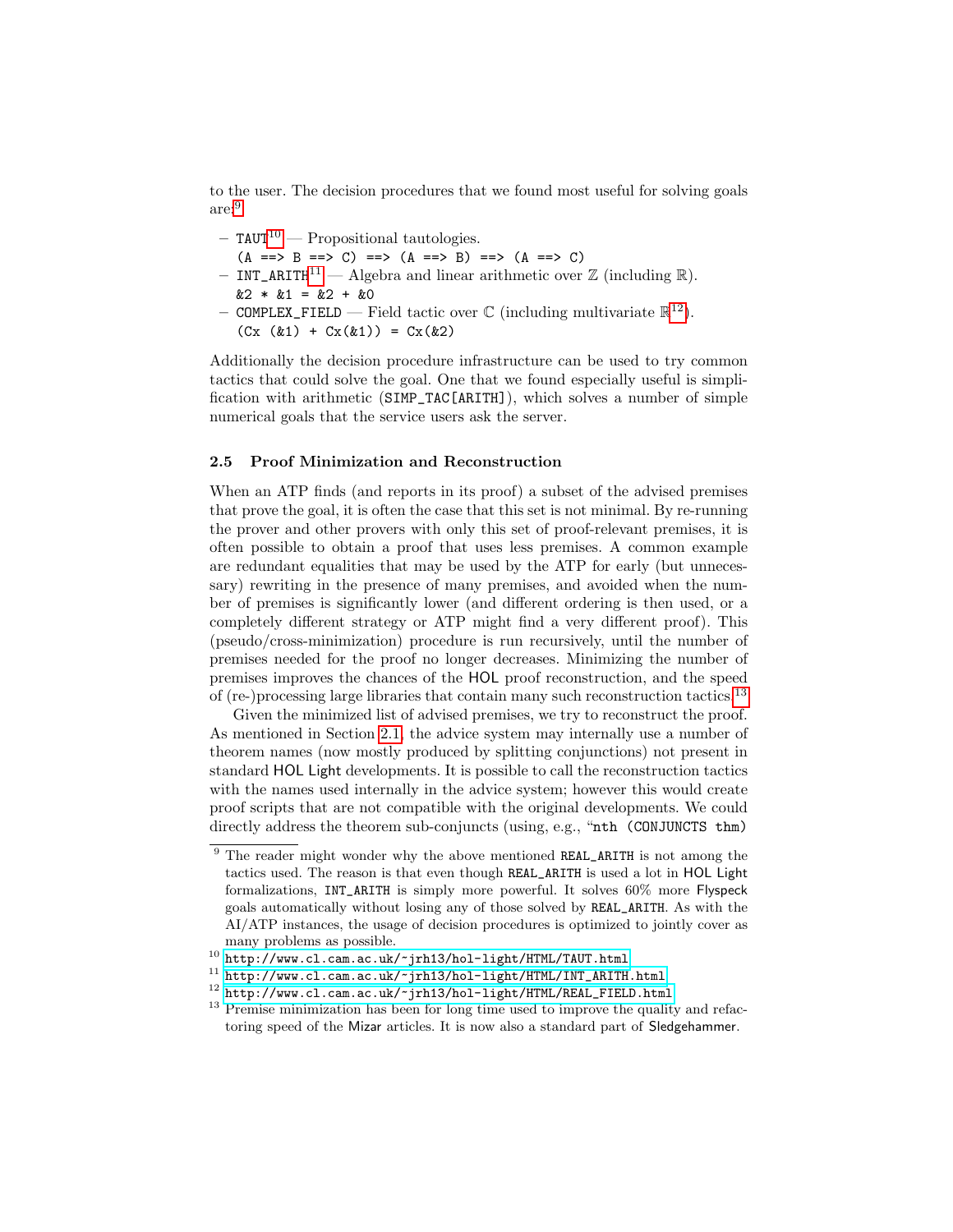to the user. The decision procedures that we found most useful for solving goals are:[9]

– `TAUT`[10] — Propositional tautologies.
  `(A ==> B ==> C) ==> (A ==> B) ==> (A ==> C)`
– `INT_ARITH`[11] — Algebra and linear arithmetic over $\mathbb{Z}$ (including $\mathbb{R}$).
  `&2 * &1 = &2 + &0`
– `COMPLEX_FIELD` — Field tactic over $\mathbb{C}$ (including multivariate $\mathbb{R}$[12]).
  `(Cx (&1) + Cx(&1)) = Cx(&2)`

Additionally the decision procedure infrastructure can be used to try common tactics that could solve the goal. One that we found especially useful is simplification with arithmetic (`SIMP_TAC[ARITH]`), which solves a number of simple numerical goals that the service users ask the server.

### 2.5 Proof Minimization and Reconstruction

When an ATP finds (and reports in its proof) a subset of the advised premises that prove the goal, it is often the case that this set is not minimal. By re-running the prover and other provers with only this set of proof-relevant premises, it is often possible to obtain a proof that uses less premises. A common example are redundant equalities that may be used by the ATP for early (but unnecessary) rewriting in the presence of many premises, and avoided when the number of premises is significantly lower (and different ordering is then used, or a completely different strategy or ATP might find a very different proof). This (pseudo/cross-minimization) procedure is run recursively, until the number of premises needed for the proof no longer decreases. Minimizing the number of premises improves the chances of the HOL proof reconstruction, and the speed of (re-)processing large libraries that contain many such reconstruction tactics.[13]

Given the minimized list of advised premises, we try to reconstruct the proof. As mentioned in Section 2.1, the advice system may internally use a number of theorem names (now mostly produced by splitting conjunctions) not present in standard HOL Light developments. It is possible to call the reconstruction tactics with the names used internally in the advice system; however this would create proof scripts that are not compatible with the original developments. We could directly address the theorem sub-conjuncts (using, e.g., "`nth (CONJUNCTS thm)`

---

[9] The reader might wonder why the above mentioned `REAL_ARITH` is not among the tactics used. The reason is that even though `REAL_ARITH` is used a lot in HOL Light formalizations, `INT_ARITH` is simply more powerful. It solves 60% more Flyspeck goals automatically without losing any of those solved by `REAL_ARITH`. As with the AI/ATP instances, the usage of decision procedures is optimized to jointly cover as many problems as possible.

[10] http://www.cl.cam.ac.uk/~jrh13/hol-light/HTML/TAUT.html

[11] http://www.cl.cam.ac.uk/~jrh13/hol-light/HTML/INT_ARITH.html

[12] http://www.cl.cam.ac.uk/~jrh13/hol-light/HTML/REAL_FIELD.html

[13] Premise minimization has been for long time used to improve the quality and refactoring speed of the Mizar articles. It is now also a standard part of Sledgehammer.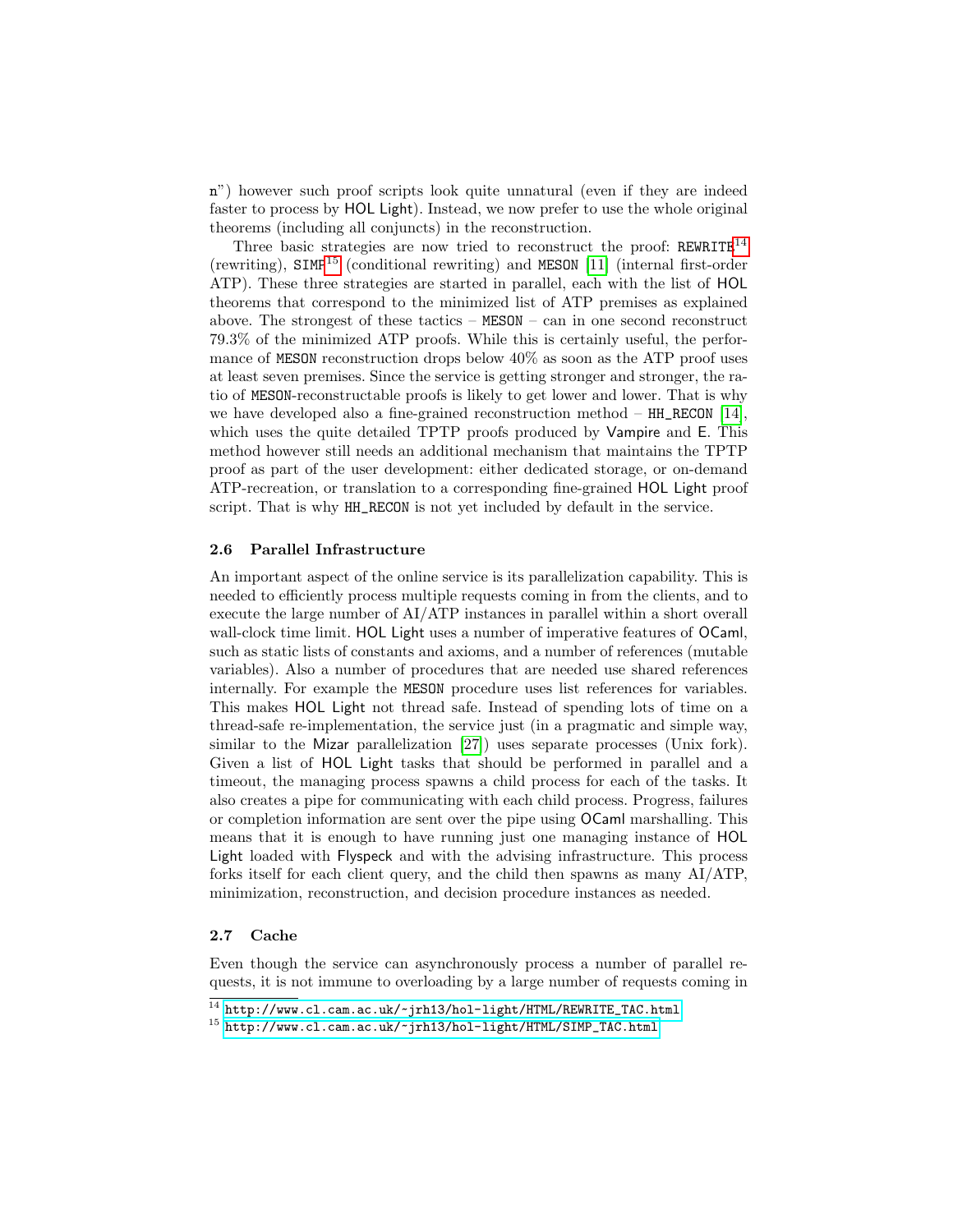n") however such proof scripts look quite unnatural (even if they are indeed faster to process by HOL Light). Instead, we now prefer to use the whole original theorems (including all conjuncts) in the reconstruction.

Three basic strategies are now tried to reconstruct the proof: REWRITE[14] (rewriting), SIMP[15] (conditional rewriting) and MESON [11] (internal first-order ATP). These three strategies are started in parallel, each with the list of HOL theorems that correspond to the minimized list of ATP premises as explained above. The strongest of these tactics – MESON – can in one second reconstruct 79.3% of the minimized ATP proofs. While this is certainly useful, the performance of MESON reconstruction drops below 40% as soon as the ATP proof uses at least seven premises. Since the service is getting stronger and stronger, the ratio of MESON-reconstructable proofs is likely to get lower and lower. That is why we have developed also a fine-grained reconstruction method – HH_RECON [14], which uses the quite detailed TPTP proofs produced by Vampire and E. This method however still needs an additional mechanism that maintains the TPTP proof as part of the user development: either dedicated storage, or on-demand ATP-recreation, or translation to a corresponding fine-grained HOL Light proof script. That is why HH_RECON is not yet included by default in the service.

### 2.6 Parallel Infrastructure

An important aspect of the online service is its parallelization capability. This is needed to efficiently process multiple requests coming in from the clients, and to execute the large number of AI/ATP instances in parallel within a short overall wall-clock time limit. HOL Light uses a number of imperative features of OCaml, such as static lists of constants and axioms, and a number of references (mutable variables). Also a number of procedures that are needed use shared references internally. For example the MESON procedure uses list references for variables. This makes HOL Light not thread safe. Instead of spending lots of time on a thread-safe re-implementation, the service just (in a pragmatic and simple way, similar to the Mizar parallelization [27]) uses separate processes (Unix fork). Given a list of HOL Light tasks that should be performed in parallel and a timeout, the managing process spawns a child process for each of the tasks. It also creates a pipe for communicating with each child process. Progress, failures or completion information are sent over the pipe using OCaml marshalling. This means that it is enough to have running just one managing instance of HOL Light loaded with Flyspeck and with the advising infrastructure. This process forks itself for each client query, and the child then spawns as many AI/ATP, minimization, reconstruction, and decision procedure instances as needed.

### 2.7 Cache

Even though the service can asynchronously process a number of parallel requests, it is not immune to overloading by a large number of requests coming in

[14] http://www.cl.cam.ac.uk/~jrh13/hol-light/HTML/REWRITE_TAC.html

[15] http://www.cl.cam.ac.uk/~jrh13/hol-light/HTML/SIMP_TAC.html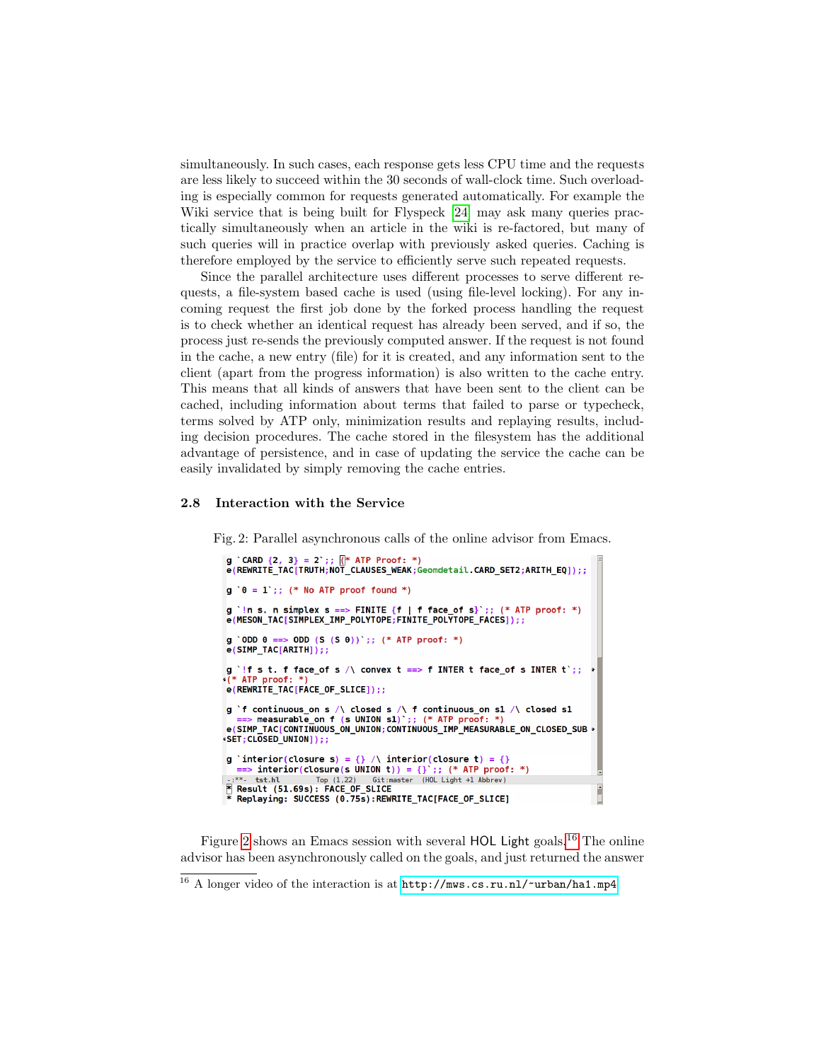simultaneously. In such cases, each response gets less CPU time and the requests are less likely to succeed within the 30 seconds of wall-clock time. Such overloading is especially common for requests generated automatically. For example the Wiki service that is being built for Flyspeck [24] may ask many queries practically simultaneously when an article in the wiki is re-factored, but many of such queries will in practice overlap with previously asked queries. Caching is therefore employed by the service to efficiently serve such repeated requests.

Since the parallel architecture uses different processes to serve different requests, a file-system based cache is used (using file-level locking). For any incoming request the first job done by the forked process handling the request is to check whether an identical request has already been served, and if so, the process just re-sends the previously computed answer. If the request is not found in the cache, a new entry (file) for it is created, and any information sent to the client (apart from the progress information) is also written to the cache entry. This means that all kinds of answers that have been sent to the client can be cached, including information about terms that failed to parse or typecheck, terms solved by ATP only, minimization results and replaying results, including decision procedures. The cache stored in the filesystem has the additional advantage of persistence, and in case of updating the service the cache can be easily invalidated by simply removing the cache entries.

### 2.8 Interaction with the Service

Fig. 2: Parallel asynchronous calls of the online advisor from Emacs.

```
g `CARD {2, 3} = 2`;; (* ATP Proof: *)
e(REWRITE_TAC[TRUTH;NOT_CLAUSES_WEAK;Geomdetail.CARD_SET2;ARITH_EQ]);;

g `0 = 1`;; (* No ATP proof found *)

g `!n s. n simplex s ==> FINITE {f | f face_of s}`;; (* ATP proof: *)
e(MESON_TAC[SIMPLEX_IMP_POLYTOPE;FINITE_POLYTOPE_FACES]);;

g `ODD 0 ==> ODD (S (S 0))`;; (* ATP proof: *)
e(SIMP_TAC[ARITH]);;

g `!f s t. f face_of s /\ convex t ==> f INTER t face_of s INTER t`;;
(* ATP proof: *)
e(REWRITE_TAC[FACE_OF_SLICE]);;

g `f continuous_on s /\ closed s /\ f continuous_on s1 /\ closed s1
  ==> measurable_on f (s UNION s1)`;; (* ATP proof: *)
e(SIMP_TAC[CONTINUOUS_ON_UNION;CONTINUOUS_IMP_MEASURABLE_ON_CLOSED_SUB
SET;CLOSED_UNION]);;

g `interior(closure s) = {} /\ interior(closure t) = {}
  ==> interior(closure(s UNION t)) = {}`;; (* ATP proof: *)
-:**-  tst.hl        Top (1,22)    Git:master   (HOL Light +1 Abbrev)
* Result (51.69s): FACE_OF_SLICE
* Replaying: SUCCESS (0.75s):REWRITE_TAC[FACE_OF_SLICE]
```

Figure 2 shows an Emacs session with several HOL Light goals.[16] The online advisor has been asynchronously called on the goals, and just returned the answer

[16] A longer video of the interaction is at http://mws.cs.ru.nl/~urban/ha1.mp4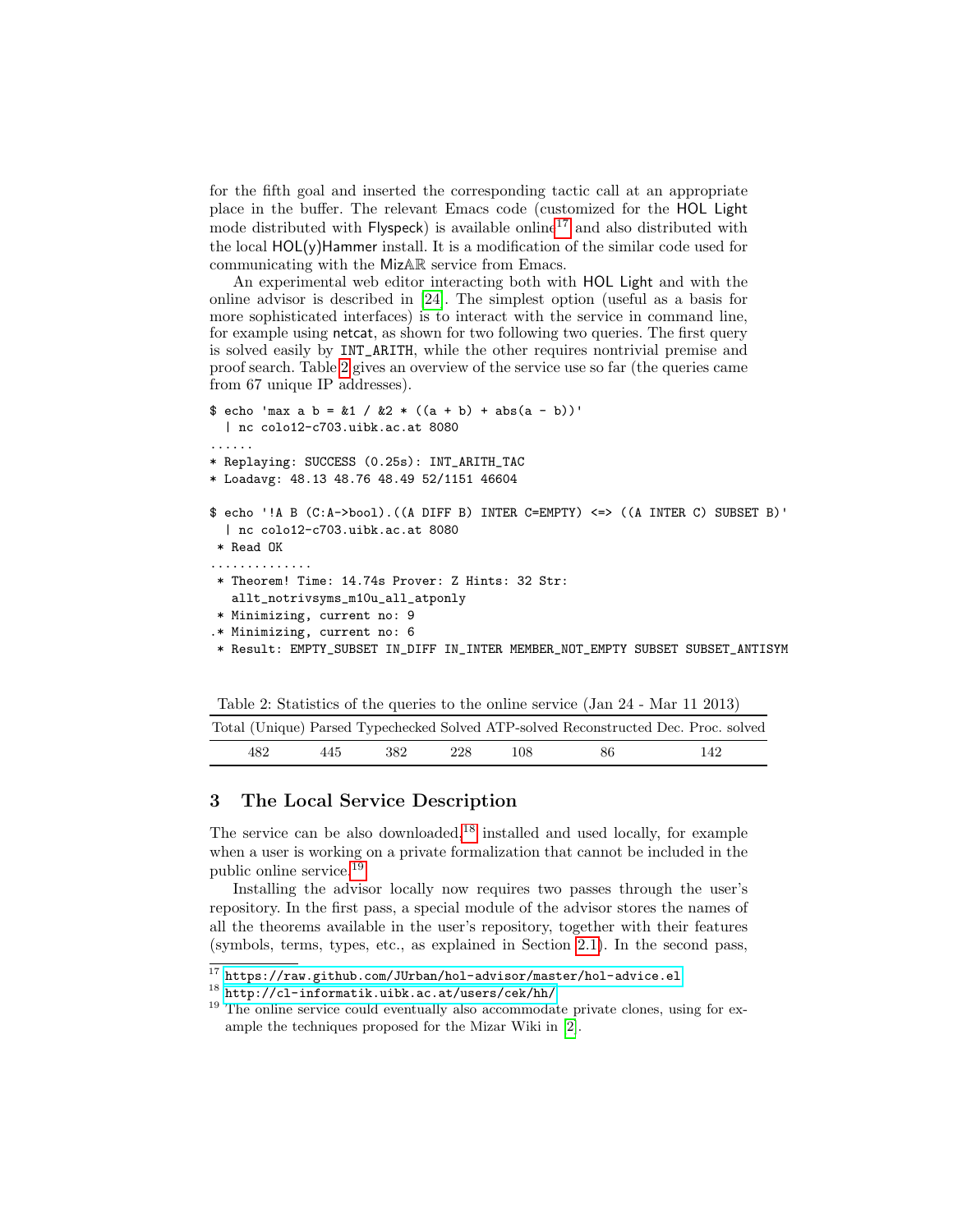for the fifth goal and inserted the corresponding tactic call at an appropriate place in the buffer. The relevant Emacs code (customized for the HOL Light mode distributed with Flyspeck) is available online[17] and also distributed with the local HOL(y)Hammer install. It is a modification of the similar code used for communicating with the MizAR service from Emacs.

An experimental web editor interacting both with HOL Light and with the online advisor is described in [24]. The simplest option (useful as a basis for more sophisticated interfaces) is to interact with the service in command line, for example using netcat, as shown for two following two queries. The first query is solved easily by INT_ARITH, while the other requires nontrivial premise and proof search. Table 2 gives an overview of the service use so far (the queries came from 67 unique IP addresses).

```
$ echo 'max a b = &1 / &2 * ((a + b) + abs(a - b))'
  | nc colo12-c703.uibk.ac.at 8080
......
* Replaying: SUCCESS (0.25s): INT_ARITH_TAC
* Loadavg: 48.13 48.76 48.49 52/1151 46604

$ echo '!A B (C:A->bool).((A DIFF B) INTER C=EMPTY) <=> ((A INTER C) SUBSET B)'
  | nc colo12-c703.uibk.ac.at 8080
 * Read OK
.............
 * Theorem! Time: 14.74s Prover: Z Hints: 32 Str:
   allt_notrivsyms_m10u_all_atponly
 * Minimizing, current no: 9
.* Minimizing, current no: 6
 * Result: EMPTY_SUBSET IN_DIFF IN_INTER MEMBER_NOT_EMPTY SUBSET SUBSET_ANTISYM
```

Table 2: Statistics of the queries to the online service (Jan 24 - Mar 11 2013)

| Total (Unique) | Parsed | Typechecked | Solved | ATP-solved | Reconstructed | Dec. Proc. solved |
|---|---|---|---|---|---|---|
| 482 | 445 | 382 | 228 | 108 | 86 | 142 |

## 3 The Local Service Description

The service can be also downloaded,[18] installed and used locally, for example when a user is working on a private formalization that cannot be included in the public online service.[19]

Installing the advisor locally now requires two passes through the user's repository. In the first pass, a special module of the advisor stores the names of all the theorems available in the user's repository, together with their features (symbols, terms, types, etc., as explained in Section 2.1). In the second pass,

[17] https://raw.github.com/JUrban/hol-advisor/master/hol-advice.el

[18] http://cl-informatik.uibk.ac.at/users/cek/hh/

[19] The online service could eventually also accommodate private clones, using for example the techniques proposed for the Mizar Wiki in [2].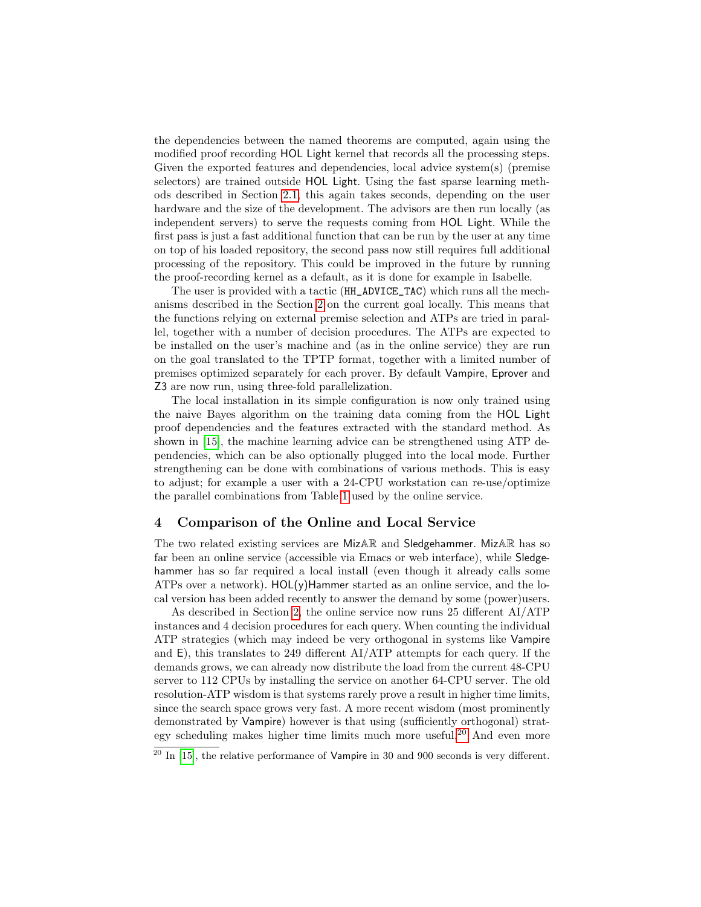the dependencies between the named theorems are computed, again using the modified proof recording HOL Light kernel that records all the processing steps. Given the exported features and dependencies, local advice system(s) (premise selectors) are trained outside HOL Light. Using the fast sparse learning methods described in Section 2.1, this again takes seconds, depending on the user hardware and the size of the development. The advisors are then run locally (as independent servers) to serve the requests coming from HOL Light. While the first pass is just a fast additional function that can be run by the user at any time on top of his loaded repository, the second pass now still requires full additional processing of the repository. This could be improved in the future by running the proof-recording kernel as a default, as it is done for example in Isabelle.

The user is provided with a tactic (HH_ADVICE_TAC) which runs all the mechanisms described in the Section 2 on the current goal locally. This means that the functions relying on external premise selection and ATPs are tried in parallel, together with a number of decision procedures. The ATPs are expected to be installed on the user's machine and (as in the online service) they are run on the goal translated to the TPTP format, together with a limited number of premises optimized separately for each prover. By default Vampire, Eprover and Z3 are now run, using three-fold parallelization.

The local installation in its simple configuration is now only trained using the naive Bayes algorithm on the training data coming from the HOL Light proof dependencies and the features extracted with the standard method. As shown in [15], the machine learning advice can be strengthened using ATP dependencies, which can be also optionally plugged into the local mode. Further strengthening can be done with combinations of various methods. This is easy to adjust; for example a user with a 24-CPU workstation can re-use/optimize the parallel combinations from Table 1 used by the online service.

## 4 Comparison of the Online and Local Service

The two related existing services are MizAR and Sledgehammer. MizAR has so far been an online service (accessible via Emacs or web interface), while Sledgehammer has so far required a local install (even though it already calls some ATPs over a network). HOL(y)Hammer started as an online service, and the local version has been added recently to answer the demand by some (power)users.

As described in Section 2, the online service now runs 25 different AI/ATP instances and 4 decision procedures for each query. When counting the individual ATP strategies (which may indeed be very orthogonal in systems like Vampire and E), this translates to 249 different AI/ATP attempts for each query. If the demands grows, we can already now distribute the load from the current 48-CPU server to 112 CPUs by installing the service on another 64-CPU server. The old resolution-ATP wisdom is that systems rarely prove a result in higher time limits, since the search space grows very fast. A more recent wisdom (most prominently demonstrated by Vampire) however is that using (sufficiently orthogonal) strategy scheduling makes higher time limits much more useful.[20] And even more

[20] In [15], the relative performance of Vampire in 30 and 900 seconds is very different.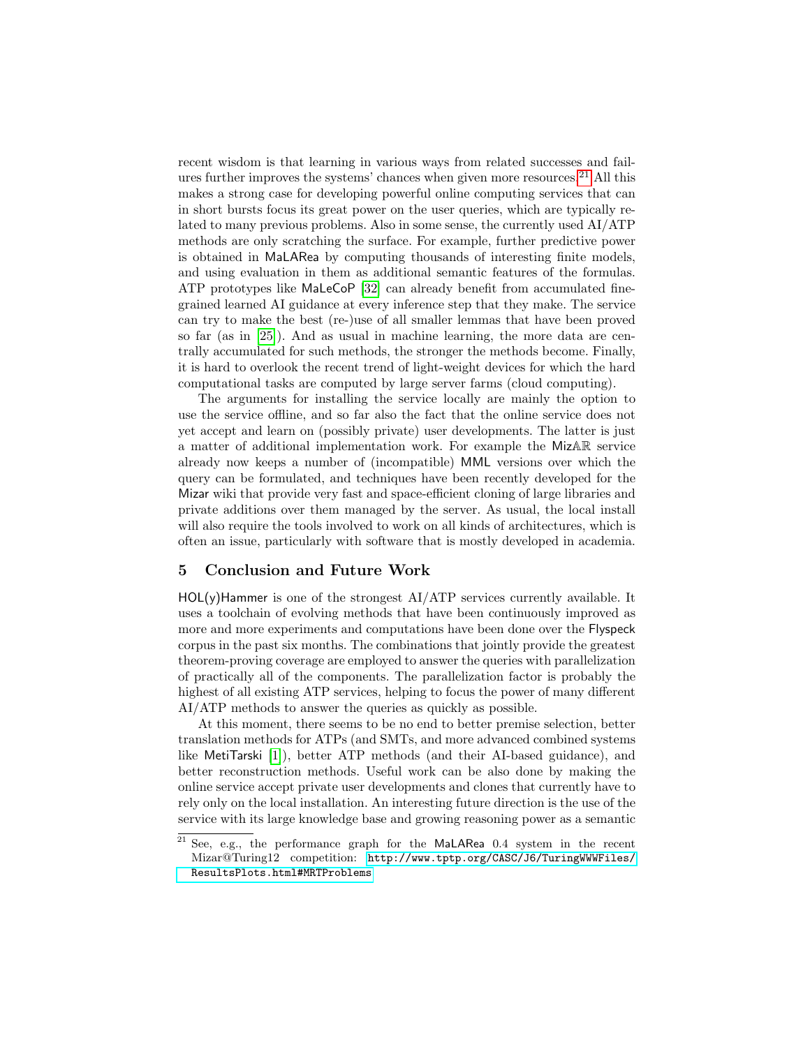recent wisdom is that learning in various ways from related successes and failures further improves the systems' chances when given more resources.[21] All this makes a strong case for developing powerful online computing services that can in short bursts focus its great power on the user queries, which are typically related to many previous problems. Also in some sense, the currently used AI/ATP methods are only scratching the surface. For example, further predictive power is obtained in MaLARea by computing thousands of interesting finite models, and using evaluation in them as additional semantic features of the formulas. ATP prototypes like MaLeCoP [32] can already benefit from accumulated fine-grained learned AI guidance at every inference step that they make. The service can try to make the best (re-)use of all smaller lemmas that have been proved so far (as in [25]). And as usual in machine learning, the more data are centrally accumulated for such methods, the stronger the methods become. Finally, it is hard to overlook the recent trend of light-weight devices for which the hard computational tasks are computed by large server farms (cloud computing).

The arguments for installing the service locally are mainly the option to use the service offline, and so far also the fact that the online service does not yet accept and learn on (possibly private) user developments. The latter is just a matter of additional implementation work. For example the Miz$\mathbb{AR}$ service already now keeps a number of (incompatible) MML versions over which the query can be formulated, and techniques have been recently developed for the Mizar wiki that provide very fast and space-efficient cloning of large libraries and private additions over them managed by the server. As usual, the local install will also require the tools involved to work on all kinds of architectures, which is often an issue, particularly with software that is mostly developed in academia.

## 5 Conclusion and Future Work

HOL(y)Hammer is one of the strongest AI/ATP services currently available. It uses a toolchain of evolving methods that have been continuously improved as more and more experiments and computations have been done over the Flyspeck corpus in the past six months. The combinations that jointly provide the greatest theorem-proving coverage are employed to answer the queries with parallelization of practically all of the components. The parallelization factor is probably the highest of all existing ATP services, helping to focus the power of many different AI/ATP methods to answer the queries as quickly as possible.

At this moment, there seems to be no end to better premise selection, better translation methods for ATPs (and SMTs, and more advanced combined systems like MetiTarski [1]), better ATP methods (and their AI-based guidance), and better reconstruction methods. Useful work can be also done by making the online service accept private user developments and clones that currently have to rely only on the local installation. An interesting future direction is the use of the service with its large knowledge base and growing reasoning power as a semantic

[21] See, e.g., the performance graph for the MaLARea 0.4 system in the recent Mizar@Turing12 competition: http://www.tptp.org/CASC/J6/TuringWWWFiles/ResultsPlots.html#MRTProblems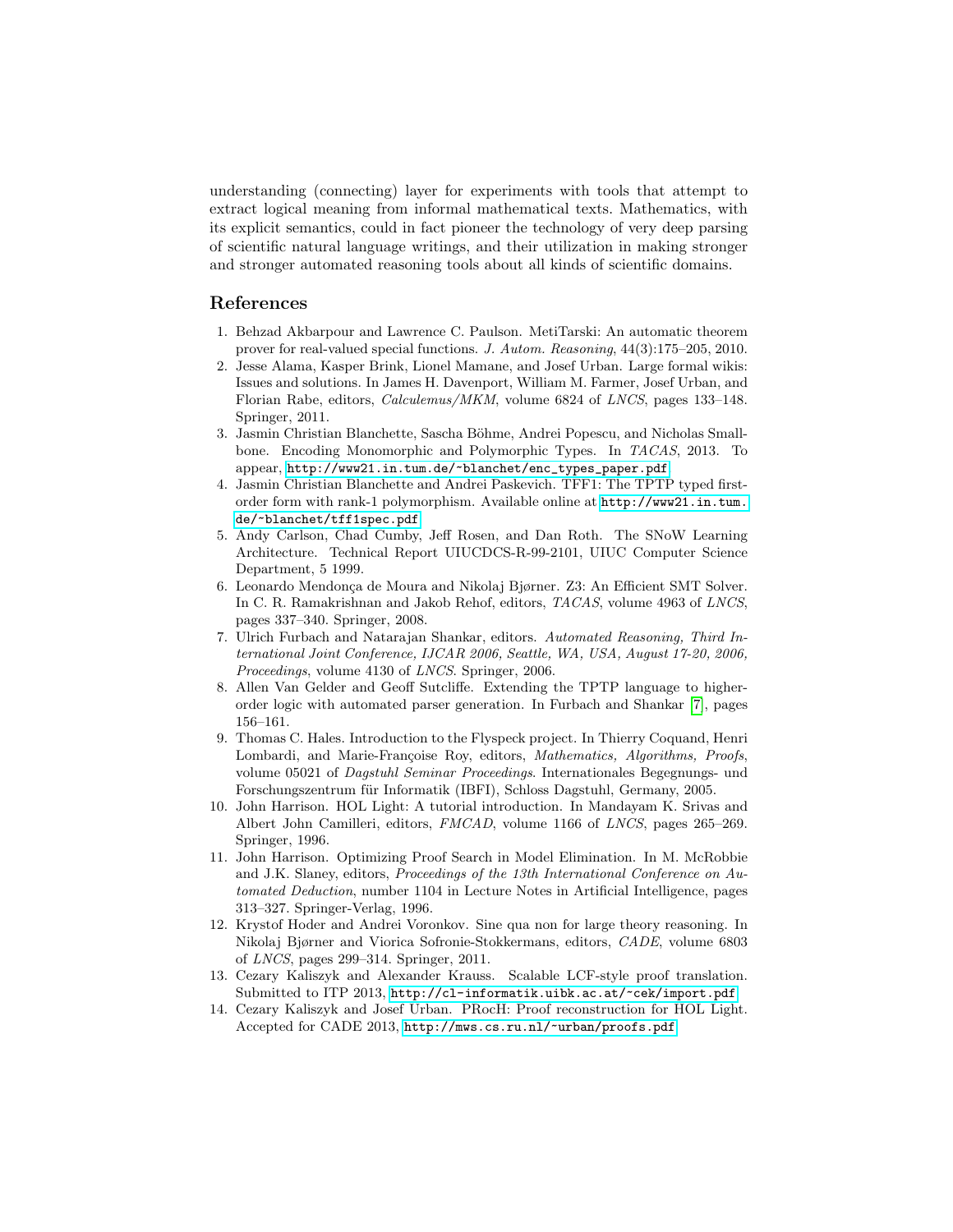understanding (connecting) layer for experiments with tools that attempt to extract logical meaning from informal mathematical texts. Mathematics, with its explicit semantics, could in fact pioneer the technology of very deep parsing of scientific natural language writings, and their utilization in making stronger and stronger automated reasoning tools about all kinds of scientific domains.

## References

1. Behzad Akbarpour and Lawrence C. Paulson. MetiTarski: An automatic theorem prover for real-valued special functions. *J. Autom. Reasoning*, 44(3):175–205, 2010.
2. Jesse Alama, Kasper Brink, Lionel Mamane, and Josef Urban. Large formal wikis: Issues and solutions. In James H. Davenport, William M. Farmer, Josef Urban, and Florian Rabe, editors, *Calculemus/MKM*, volume 6824 of *LNCS*, pages 133–148. Springer, 2011.
3. Jasmin Christian Blanchette, Sascha Böhme, Andrei Popescu, and Nicholas Smallbone. Encoding Monomorphic and Polymorphic Types. In *TACAS*, 2013. To appear, `http://www21.in.tum.de/~blanchet/enc_types_paper.pdf`.
4. Jasmin Christian Blanchette and Andrei Paskevich. TFF1: The TPTP typed first-order form with rank-1 polymorphism. Available online at `http://www21.in.tum.de/~blanchet/tff1spec.pdf`.
5. Andy Carlson, Chad Cumby, Jeff Rosen, and Dan Roth. The SNoW Learning Architecture. Technical Report UIUCDCS-R-99-2101, UIUC Computer Science Department, 5 1999.
6. Leonardo Mendonça de Moura and Nikolaj Bjørner. Z3: An Efficient SMT Solver. In C. R. Ramakrishnan and Jakob Rehof, editors, *TACAS*, volume 4963 of *LNCS*, pages 337–340. Springer, 2008.
7. Ulrich Furbach and Natarajan Shankar, editors. *Automated Reasoning, Third International Joint Conference, IJCAR 2006, Seattle, WA, USA, August 17-20, 2006, Proceedings*, volume 4130 of *LNCS*. Springer, 2006.
8. Allen Van Gelder and Geoff Sutcliffe. Extending the TPTP language to higher-order logic with automated parser generation. In Furbach and Shankar [7], pages 156–161.
9. Thomas C. Hales. Introduction to the Flyspeck project. In Thierry Coquand, Henri Lombardi, and Marie-Françoise Roy, editors, *Mathematics, Algorithms, Proofs*, volume 05021 of *Dagstuhl Seminar Proceedings*. Internationales Begegnungs- und Forschungszentrum für Informatik (IBFI), Schloss Dagstuhl, Germany, 2005.
10. John Harrison. HOL Light: A tutorial introduction. In Mandayam K. Srivas and Albert John Camilleri, editors, *FMCAD*, volume 1166 of *LNCS*, pages 265–269. Springer, 1996.
11. John Harrison. Optimizing Proof Search in Model Elimination. In M. McRobbie and J.K. Slaney, editors, *Proceedings of the 13th International Conference on Automated Deduction*, number 1104 in Lecture Notes in Artificial Intelligence, pages 313–327. Springer-Verlag, 1996.
12. Krystof Hoder and Andrei Voronkov. Sine qua non for large theory reasoning. In Nikolaj Bjørner and Viorica Sofronie-Stokkermans, editors, *CADE*, volume 6803 of *LNCS*, pages 299–314. Springer, 2011.
13. Cezary Kaliszyk and Alexander Krauss. Scalable LCF-style proof translation. Submitted to ITP 2013, `http://cl-informatik.uibk.ac.at/~cek/import.pdf`.
14. Cezary Kaliszyk and Josef Urban. PRocH: Proof reconstruction for HOL Light. Accepted for CADE 2013, `http://mws.cs.ru.nl/~urban/proofs.pdf`.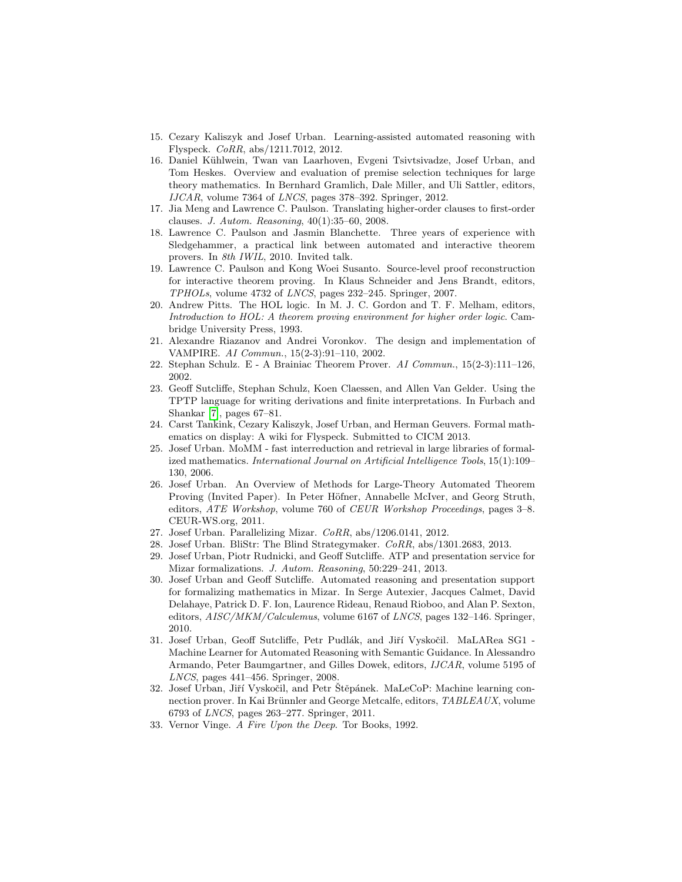15. Cezary Kaliszyk and Josef Urban. Learning-assisted automated reasoning with Flyspeck. *CoRR*, abs/1211.7012, 2012.
16. Daniel Kühlwein, Twan van Laarhoven, Evgeni Tsivtsivadze, Josef Urban, and Tom Heskes. Overview and evaluation of premise selection techniques for large theory mathematics. In Bernhard Gramlich, Dale Miller, and Uli Sattler, editors, *IJCAR*, volume 7364 of *LNCS*, pages 378–392. Springer, 2012.
17. Jia Meng and Lawrence C. Paulson. Translating higher-order clauses to first-order clauses. *J. Autom. Reasoning*, 40(1):35–60, 2008.
18. Lawrence C. Paulson and Jasmin Blanchette. Three years of experience with Sledgehammer, a practical link between automated and interactive theorem provers. In *8th IWIL*, 2010. Invited talk.
19. Lawrence C. Paulson and Kong Woei Susanto. Source-level proof reconstruction for interactive theorem proving. In Klaus Schneider and Jens Brandt, editors, *TPHOLs*, volume 4732 of *LNCS*, pages 232–245. Springer, 2007.
20. Andrew Pitts. The HOL logic. In M. J. C. Gordon and T. F. Melham, editors, *Introduction to HOL: A theorem proving environment for higher order logic*. Cambridge University Press, 1993.
21. Alexandre Riazanov and Andrei Voronkov. The design and implementation of VAMPIRE. *AI Commun.*, 15(2-3):91–110, 2002.
22. Stephan Schulz. E - A Brainiac Theorem Prover. *AI Commun.*, 15(2-3):111–126, 2002.
23. Geoff Sutcliffe, Stephan Schulz, Koen Claessen, and Allen Van Gelder. Using the TPTP language for writing derivations and finite interpretations. In Furbach and Shankar [7], pages 67–81.
24. Carst Tankink, Cezary Kaliszyk, Josef Urban, and Herman Geuvers. Formal mathematics on display: A wiki for Flyspeck. Submitted to CICM 2013.
25. Josef Urban. MoMM - fast interreduction and retrieval in large libraries of formalized mathematics. *International Journal on Artificial Intelligence Tools*, 15(1):109–130, 2006.
26. Josef Urban. An Overview of Methods for Large-Theory Automated Theorem Proving (Invited Paper). In Peter Höfner, Annabelle McIver, and Georg Struth, editors, *ATE Workshop*, volume 760 of *CEUR Workshop Proceedings*, pages 3–8. CEUR-WS.org, 2011.
27. Josef Urban. Parallelizing Mizar. *CoRR*, abs/1206.0141, 2012.
28. Josef Urban. BliStr: The Blind Strategymaker. *CoRR*, abs/1301.2683, 2013.
29. Josef Urban, Piotr Rudnicki, and Geoff Sutcliffe. ATP and presentation service for Mizar formalizations. *J. Autom. Reasoning*, 50:229–241, 2013.
30. Josef Urban and Geoff Sutcliffe. Automated reasoning and presentation support for formalizing mathematics in Mizar. In Serge Autexier, Jacques Calmet, David Delahaye, Patrick D. F. Ion, Laurence Rideau, Renaud Rioboo, and Alan P. Sexton, editors, *AISC/MKM/Calculemus*, volume 6167 of *LNCS*, pages 132–146. Springer, 2010.
31. Josef Urban, Geoff Sutcliffe, Petr Pudlák, and Jiří Vyskočil. MaLARea SG1 - Machine Learner for Automated Reasoning with Semantic Guidance. In Alessandro Armando, Peter Baumgartner, and Gilles Dowek, editors, *IJCAR*, volume 5195 of *LNCS*, pages 441–456. Springer, 2008.
32. Josef Urban, Jiří Vyskočil, and Petr Štěpánek. MaLeCoP: Machine learning connection prover. In Kai Brünnler and George Metcalfe, editors, *TABLEAUX*, volume 6793 of *LNCS*, pages 263–277. Springer, 2011.
33. Vernor Vinge. *A Fire Upon the Deep*. Tor Books, 1992.